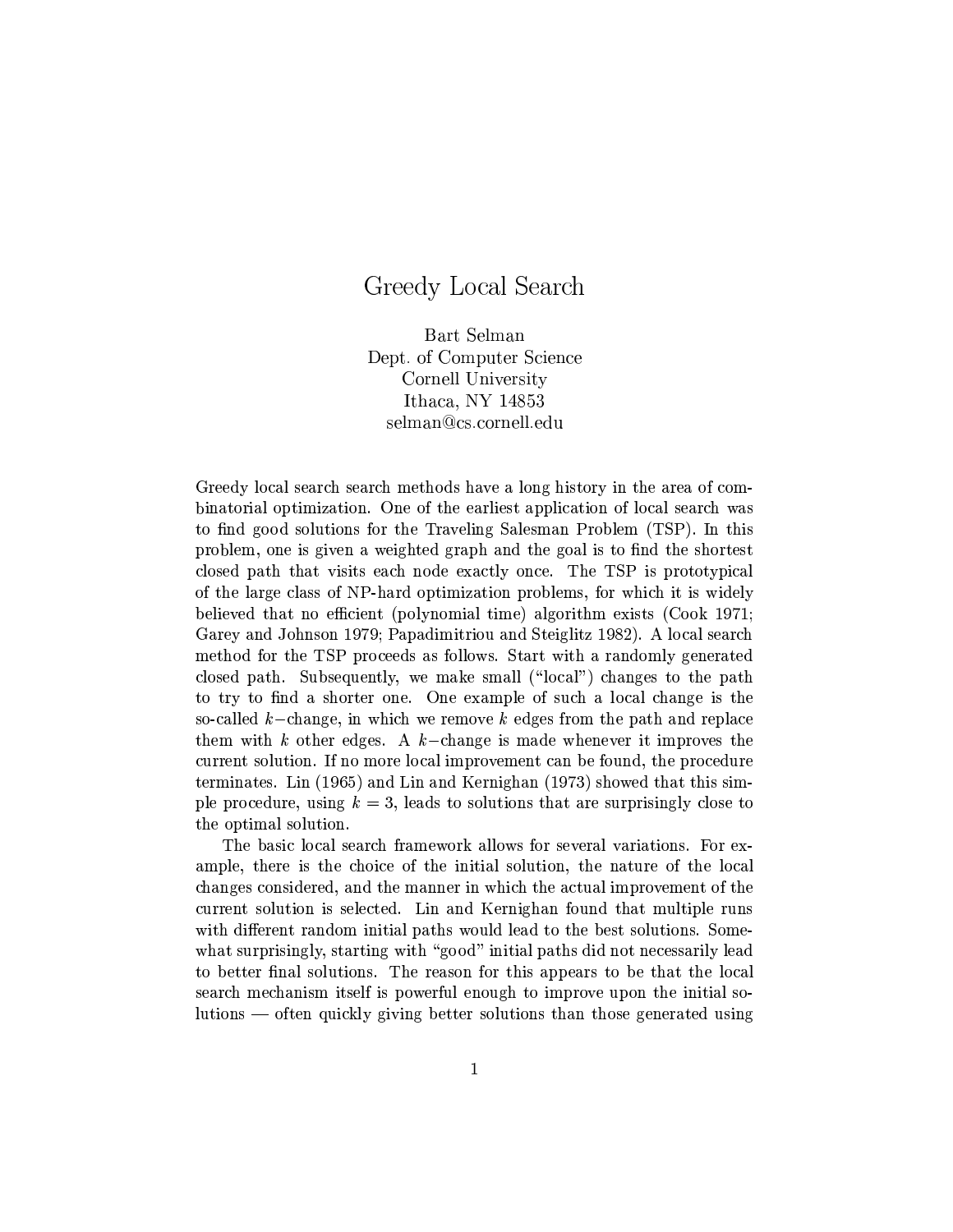# Greedy Local Search

Bart Selman
Dept. of Computer Science
Cornell University
Ithaca, NY 14853
selman@cs.cornell.edu

Greedy local search search methods have a long history in the area of combinatorial optimization. One of the earliest application of local search was to find good solutions for the Traveling Salesman Problem (TSP). In this problem, one is given a weighted graph and the goal is to find the shortest closed path that visits each node exactly once. The TSP is prototypical of the large class of NP-hard optimization problems, for which it is widely believed that no efficient (polynomial time) algorithm exists (Cook 1971; Garey and Johnson 1979; Papadimitriou and Steiglitz 1982). A local search method for the TSP proceeds as follows. Start with a randomly generated closed path. Subsequently, we make small ("local") changes to the path to try to find a shorter one. One example of such a local change is the so-called $k-$change, in which we remove $k$ edges from the path and replace them with $k$ other edges. A $k-$change is made whenever it improves the current solution. If no more local improvement can be found, the procedure terminates. Lin (1965) and Lin and Kernighan (1973) showed that this simple procedure, using $k = 3$, leads to solutions that are surprisingly close to the optimal solution.

The basic local search framework allows for several variations. For example, there is the choice of the initial solution, the nature of the local changes considered, and the manner in which the actual improvement of the current solution is selected. Lin and Kernighan found that multiple runs with different random initial paths would lead to the best solutions. Somewhat surprisingly, starting with "good" initial paths did not necessarily lead to better final solutions. The reason for this appears to be that the local search mechanism itself is powerful enough to improve upon the initial solutions — often quickly giving better solutions than those generated using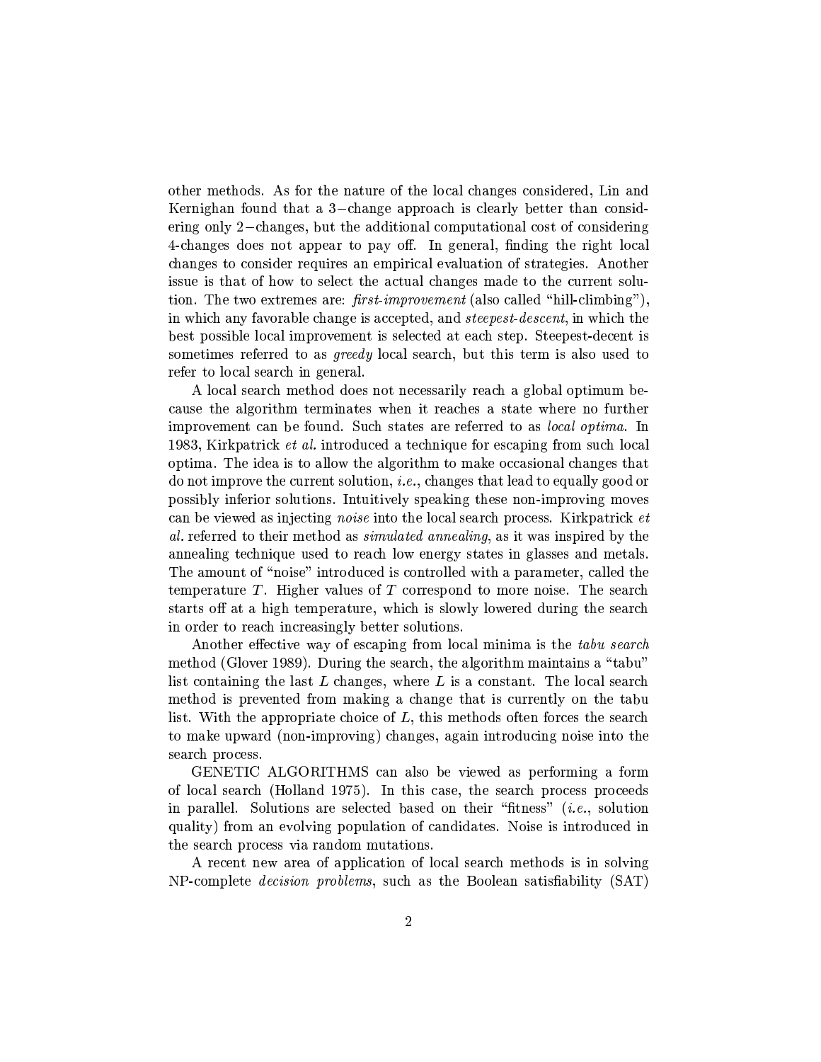other methods. As for the nature of the local changes considered, Lin and Kernighan found that a 3−change approach is clearly better than considering only 2−changes, but the additional computational cost of considering 4-changes does not appear to pay off. In general, finding the right local changes to consider requires an empirical evaluation of strategies. Another issue is that of how to select the actual changes made to the current solution. The two extremes are: *first-improvement* (also called "hill-climbing"), in which any favorable change is accepted, and *steepest-descent*, in which the best possible local improvement is selected at each step. Steepest-decent is sometimes referred to as *greedy* local search, but this term is also used to refer to local search in general.

A local search method does not necessarily reach a global optimum because the algorithm terminates when it reaches a state where no further improvement can be found. Such states are referred to as *local optima*. In 1983, Kirkpatrick *et al.* introduced a technique for escaping from such local optima. The idea is to allow the algorithm to make occasional changes that do not improve the current solution, *i.e.*, changes that lead to equally good or possibly inferior solutions. Intuitively speaking these non-improving moves can be viewed as injecting *noise* into the local search process. Kirkpatrick *et al.* referred to their method as *simulated annealing*, as it was inspired by the annealing technique used to reach low energy states in glasses and metals. The amount of "noise" introduced is controlled with a parameter, called the temperature $T$. Higher values of $T$ correspond to more noise. The search starts off at a high temperature, which is slowly lowered during the search in order to reach increasingly better solutions.

Another effective way of escaping from local minima is the *tabu search* method (Glover 1989). During the search, the algorithm maintains a "tabu" list containing the last $L$ changes, where $L$ is a constant. The local search method is prevented from making a change that is currently on the tabu list. With the appropriate choice of $L$, this methods often forces the search to make upward (non-improving) changes, again introducing noise into the search process.

GENETIC ALGORITHMS can also be viewed as performing a form of local search (Holland 1975). In this case, the search process proceeds in parallel. Solutions are selected based on their "fitness" (*i.e.*, solution quality) from an evolving population of candidates. Noise is introduced in the search process via random mutations.

A recent new area of application of local search methods is in solving NP-complete *decision problems*, such as the Boolean satisfiability (SAT)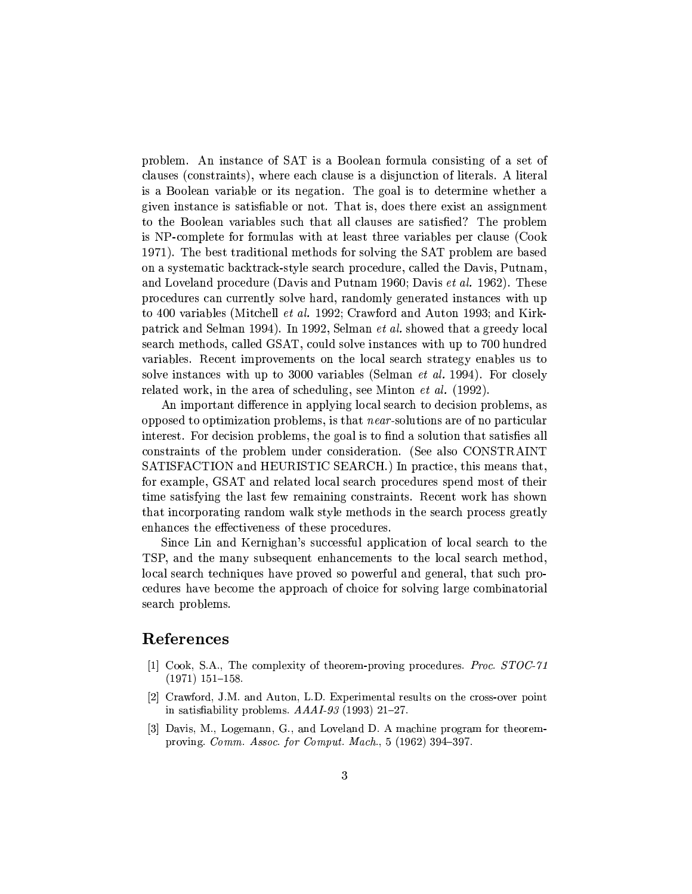problem. An instance of SAT is a Boolean formula consisting of a set of clauses (constraints), where each clause is a disjunction of literals. A literal is a Boolean variable or its negation. The goal is to determine whether a given instance is satisfiable or not. That is, does there exist an assignment to the Boolean variables such that all clauses are satisfied? The problem is NP-complete for formulas with at least three variables per clause (Cook 1971). The best traditional methods for solving the SAT problem are based on a systematic backtrack-style search procedure, called the Davis, Putnam, and Loveland procedure (Davis and Putnam 1960; Davis *et al.* 1962). These procedures can currently solve hard, randomly generated instances with up to 400 variables (Mitchell *et al.* 1992; Crawford and Auton 1993; and Kirkpatrick and Selman 1994). In 1992, Selman *et al.* showed that a greedy local search methods, called GSAT, could solve instances with up to 700 hundred variables. Recent improvements on the local search strategy enables us to solve instances with up to 3000 variables (Selman *et al.* 1994). For closely related work, in the area of scheduling, see Minton *et al.* (1992).

An important difference in applying local search to decision problems, as opposed to optimization problems, is that *near*-solutions are of no particular interest. For decision problems, the goal is to find a solution that satisfies all constraints of the problem under consideration. (See also CONSTRAINT SATISFACTION and HEURISTIC SEARCH.) In practice, this means that, for example, GSAT and related local search procedures spend most of their time satisfying the last few remaining constraints. Recent work has shown that incorporating random walk style methods in the search process greatly enhances the effectiveness of these procedures.

Since Lin and Kernighan's successful application of local search to the TSP, and the many subsequent enhancements to the local search method, local search techniques have proved so powerful and general, that such procedures have become the approach of choice for solving large combinatorial search problems.

## References

[1] Cook, S.A., The complexity of theorem-proving procedures. *Proc. STOC-71* (1971) 151–158.

[2] Crawford, J.M. and Auton, L.D. Experimental results on the cross-over point in satisfiability problems. *AAAI-93* (1993) 21–27.

[3] Davis, M., Logemann, G., and Loveland D. A machine program for theorem-proving. *Comm. Assoc. for Comput. Mach.*, 5 (1962) 394–397.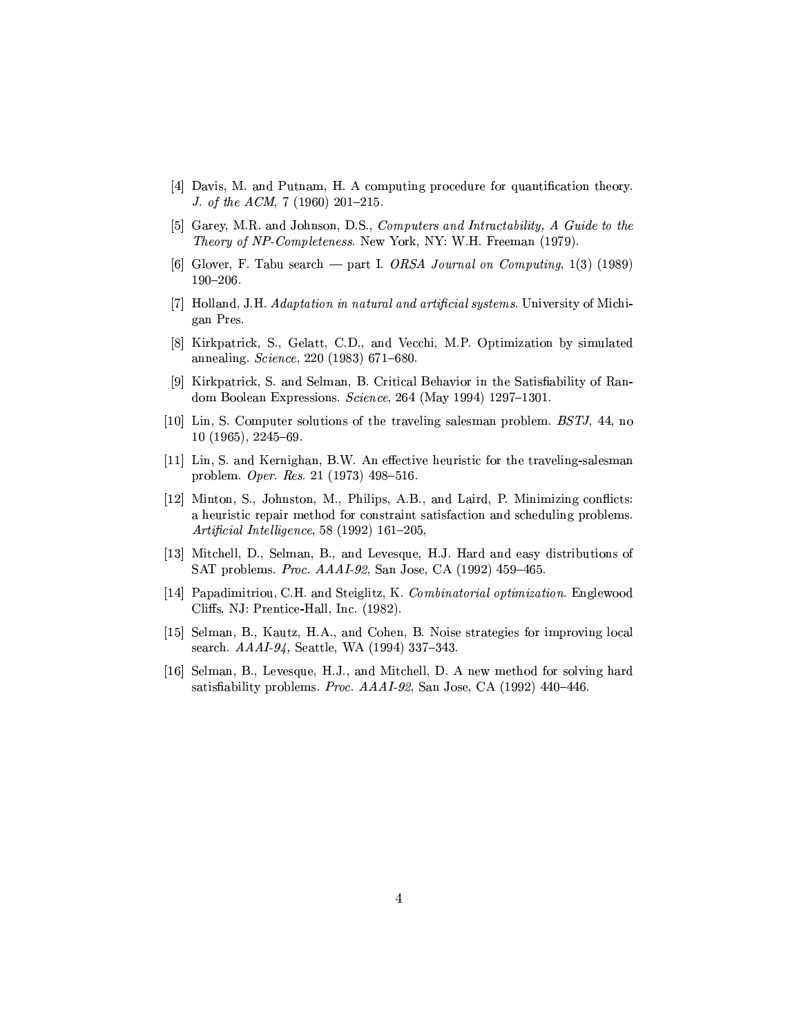[4] Davis, M. and Putnam, H. A computing procedure for quantification theory. *J. of the ACM*, 7 (1960) 201–215.

[5] Garey, M.R. and Johnson, D.S., *Computers and Intractability, A Guide to the Theory of NP-Completeness*. New York, NY: W.H. Freeman (1979).

[6] Glover, F. Tabu search — part I. *ORSA Journal on Computing*, 1(3) (1989) 190–206.

[7] Holland, J.H. *Adaptation in natural and artificial systems*. University of Michigan Pres.

[8] Kirkpatrick, S., Gelatt, C.D., and Vecchi, M.P. Optimization by simulated annealing. *Science*, 220 (1983) 671–680.

[9] Kirkpatrick, S. and Selman, B. Critical Behavior in the Satisfiability of Random Boolean Expressions. *Science*, 264 (May 1994) 1297–1301.

[10] Lin, S. Computer solutions of the traveling salesman problem. *BSTJ*, 44, no 10 (1965), 2245–69.

[11] Lin, S. and Kernighan, B.W. An effective heuristic for the traveling-salesman problem. *Oper. Res.* 21 (1973) 498–516.

[12] Minton, S., Johnston, M., Philips, A.B., and Laird, P. Minimizing conflicts: a heuristic repair method for constraint satisfaction and scheduling problems. *Artificial Intelligence*, 58 (1992) 161–205,

[13] Mitchell, D., Selman, B., and Levesque, H.J. Hard and easy distributions of SAT problems. *Proc. AAAI-92*, San Jose, CA (1992) 459–465.

[14] Papadimitriou, C.H. and Steiglitz, K. *Combinatorial optimization*. Englewood Cliffs, NJ: Prentice-Hall, Inc. (1982).

[15] Selman, B., Kautz, H.A., and Cohen, B. Noise strategies for improving local search. *AAAI-94,* Seattle, WA (1994) 337–343.

[16] Selman, B., Levesque, H.J., and Mitchell, D. A new method for solving hard satisfiability problems. *Proc. AAAI-92*, San Jose, CA (1992) 440–446.